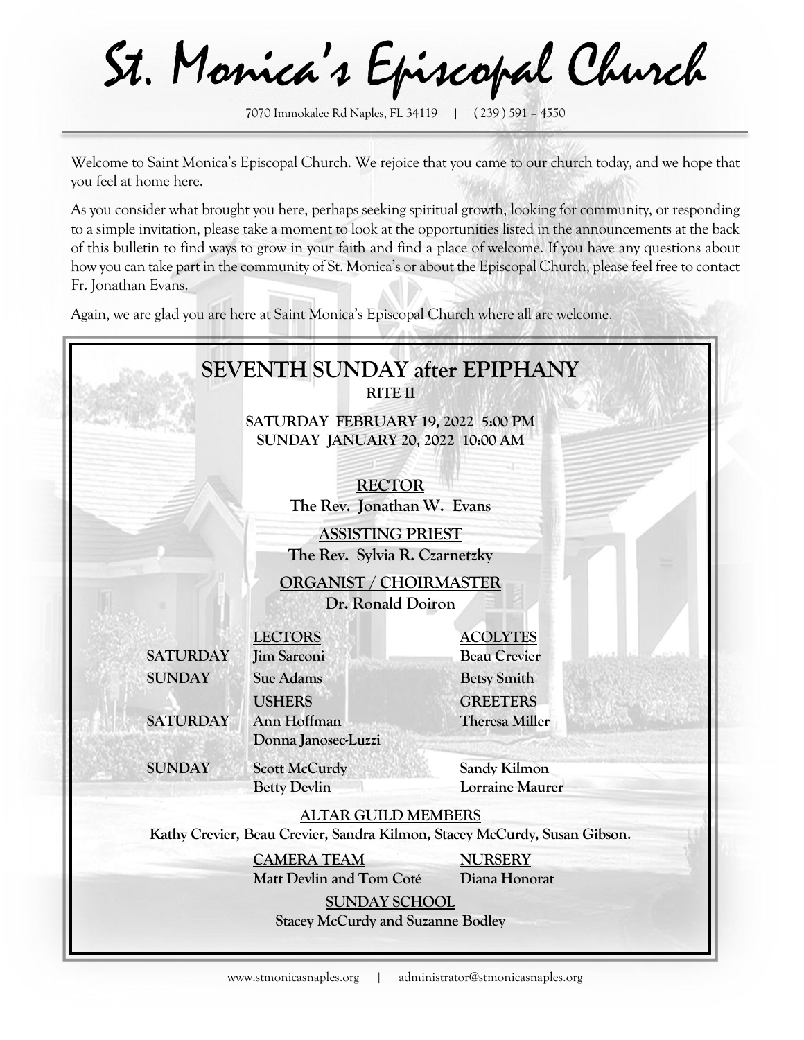# St. Monica's Episcopal Church

7070 Immokalee Rd Naples, FL 34119 | ( 239 ) 591 – 4550

Welcome to Saint Monica's Episcopal Church. We rejoice that you came to our church today, and we hope that you feel at home here.

As you consider what brought you here, perhaps seeking spiritual growth, looking for community, or responding to a simple invitation, please take a moment to look at the opportunities listed in the announcements at the back of this bulletin to find ways to grow in your faith and find a place of welcome. If you have any questions about how you can take part in the community of St. Monica's or about the Episcopal Church, please feel free to contact Fr. Jonathan Evans.

Again, we are glad you are here at Saint Monica's Episcopal Church where all are welcome.

## SEVENTH SUNDAY after EPIPHANY

**RITE II**

**SATURDAY FEBRUARY 19, 2022 5:00 PM**
**SUNDAY JANUARY 20, 2022 10:00 AM**

**RECTOR**
**The Rev. Jonathan W. Evans**

**ASSISTING PRIEST**
**The Rev. Sylvia R. Czarnetzky**

**ORGANIST / CHOIRMASTER**
**Dr. Ronald Doiron**

| | LECTORS | ACOLYTES |
|---|---|---|
| **SATURDAY** | Jim Sarconi | Beau Crevier |
| **SUNDAY** | Sue Adams | Betsy Smith |
| | **USHERS** | **GREETERS** |
| **SATURDAY** | Ann Hoffman<br>Donna Janosec-Luzzi | Theresa Miller |
| **SUNDAY** | Scott McCurdy<br>Betty Devlin | Sandy Kilmon<br>Lorraine Maurer |

**ALTAR GUILD MEMBERS**
Kathy Crevier, Beau Crevier, Sandra Kilmon, Stacey McCurdy, Susan Gibson.

**CAMERA TEAM**
Matt Devlin and Tom Coté

**NURSERY**
Diana Honorat

**SUNDAY SCHOOL**
Stacey McCurdy and Suzanne Bodley

www.stmonicasnaples.org | administrator@stmonicasnaples.org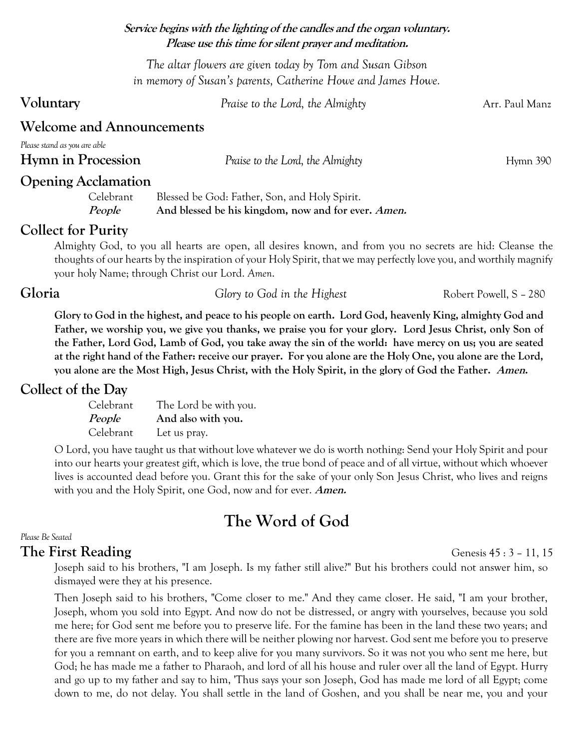**Service begins with the lighting of the candles and the organ voluntary.**
**Please use this time for silent prayer and meditation.**

*The altar flowers are given today by Tom and Susan Gibson in memory of Susan's parents, Catherine Howe and James Howe.*

## Voluntary

*Praise to the Lord, the Almighty* — Arr. Paul Manz

## Welcome and Announcements

*Please stand as you are able*

## Hymn in Procession

*Praise to the Lord, the Almighty* — Hymn 390

## Opening Acclamation

Celebrant: Blessed be God: Father, Son, and Holy Spirit.
***People*** **And blessed be his kingdom, now and for ever. *Amen.***

## Collect for Purity

Almighty God, to you all hearts are open, all desires known, and from you no secrets are hid: Cleanse the thoughts of our hearts by the inspiration of your Holy Spirit, that we may perfectly love you, and worthily magnify your holy Name; through Christ our Lord. *Amen.*

## Gloria

*Glory to God in the Highest* — Robert Powell, S – 280

**Glory to God in the highest, and peace to his people on earth. Lord God, heavenly King, almighty God and Father, we worship you, we give you thanks, we praise you for your glory. Lord Jesus Christ, only Son of the Father, Lord God, Lamb of God, you take away the sin of the world: have mercy on us; you are seated at the right hand of the Father: receive our prayer. For you alone are the Holy One, you alone are the Lord, you alone are the Most High, Jesus Christ, with the Holy Spirit, in the glory of God the Father. *Amen.***

## Collect of the Day

Celebrant: The Lord be with you.
***People*** **And also with you.**
Celebrant: Let us pray.

O Lord, you have taught us that without love whatever we do is worth nothing: Send your Holy Spirit and pour into our hearts your greatest gift, which is love, the true bond of peace and of all virtue, without which whoever lives is accounted dead before you. Grant this for the sake of your only Son Jesus Christ, who lives and reigns with you and the Holy Spirit, one God, now and for ever. ***Amen.***

# The Word of God

*Please Be Seated*

## The First Reading

Genesis 45 : 3 – 11, 15

Joseph said to his brothers, "I am Joseph. Is my father still alive?" But his brothers could not answer him, so dismayed were they at his presence.

Then Joseph said to his brothers, "Come closer to me." And they came closer. He said, "I am your brother, Joseph, whom you sold into Egypt. And now do not be distressed, or angry with yourselves, because you sold me here; for God sent me before you to preserve life. For the famine has been in the land these two years; and there are five more years in which there will be neither plowing nor harvest. God sent me before you to preserve for you a remnant on earth, and to keep alive for you many survivors. So it was not you who sent me here, but God; he has made me a father to Pharaoh, and lord of all his house and ruler over all the land of Egypt. Hurry and go up to my father and say to him, 'Thus says your son Joseph, God has made me lord of all Egypt; come down to me, do not delay. You shall settle in the land of Goshen, and you shall be near me, you and your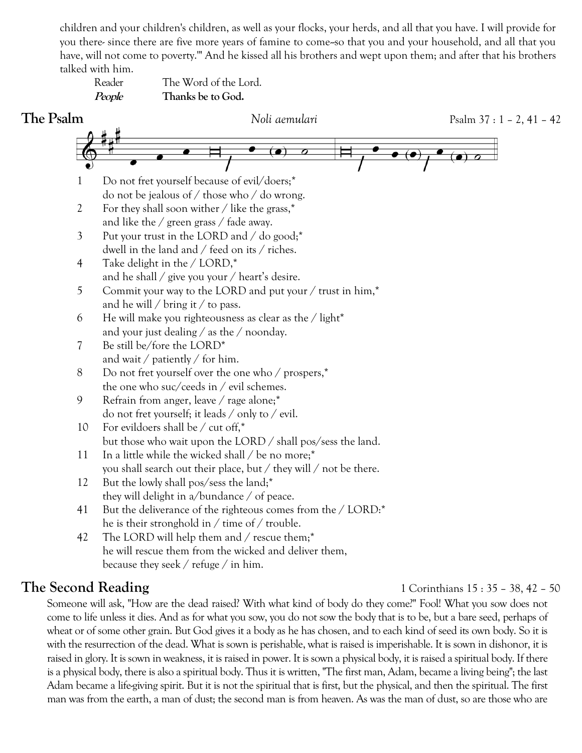children and your children's children, as well as your flocks, your herds, and all that you have. I will provide for you there- since there are five more years of famine to come--so that you and your household, and all that you have, will not come to poverty.'" And he kissed all his brothers and wept upon them; and after that his brothers talked with him.

Reader The Word of the Lord.

***People*** **Thanks be to God.**

## The Psalm

*Noli aemulari* Psalm 37 : 1 – 2, 41 – 42

1 Do not fret yourself because of evil/doers;*
do not be jealous of / those who / do wrong.

2 For they shall soon wither / like the grass,*
and like the / green grass / fade away.

3 Put your trust in the LORD and / do good;*
dwell in the land and / feed on its / riches.

4 Take delight in the / LORD,*
and he shall / give you your / heart's desire.

5 Commit your way to the LORD and put your / trust in him,*
and he will / bring it / to pass.

6 He will make you righteousness as clear as the / light*
and your just dealing / as the / noonday.

7 Be still be/fore the LORD*
and wait / patiently / for him.

8 Do not fret yourself over the one who / prospers,*
the one who suc/ceeds in / evil schemes.

9 Refrain from anger, leave / rage alone;*
do not fret yourself; it leads / only to / evil.

10 For evildoers shall be / cut off,*
but those who wait upon the LORD / shall pos/sess the land.

11 In a little while the wicked shall / be no more;*
you shall search out their place, but / they will / not be there.

12 But the lowly shall pos/sess the land;*
they will delight in a/bundance / of peace.

41 But the deliverance of the righteous comes from the / LORD:*
he is their stronghold in / time of / trouble.

42 The LORD will help them and / rescue them;*
he will rescue them from the wicked and deliver them,
because they seek / refuge / in him.

## The Second Reading

1 Corinthians 15 : 35 – 38, 42 – 50

Someone will ask, "How are the dead raised? With what kind of body do they come?" Fool! What you sow does not come to life unless it dies. And as for what you sow, you do not sow the body that is to be, but a bare seed, perhaps of wheat or of some other grain. But God gives it a body as he has chosen, and to each kind of seed its own body. So it is with the resurrection of the dead. What is sown is perishable, what is raised is imperishable. It is sown in dishonor, it is raised in glory. It is sown in weakness, it is raised in power. It is sown a physical body, it is raised a spiritual body. If there is a physical body, there is also a spiritual body. Thus it is written, "The first man, Adam, became a living being"; the last Adam became a life-giving spirit. But it is not the spiritual that is first, but the physical, and then the spiritual. The first man was from the earth, a man of dust; the second man is from heaven. As was the man of dust, so are those who are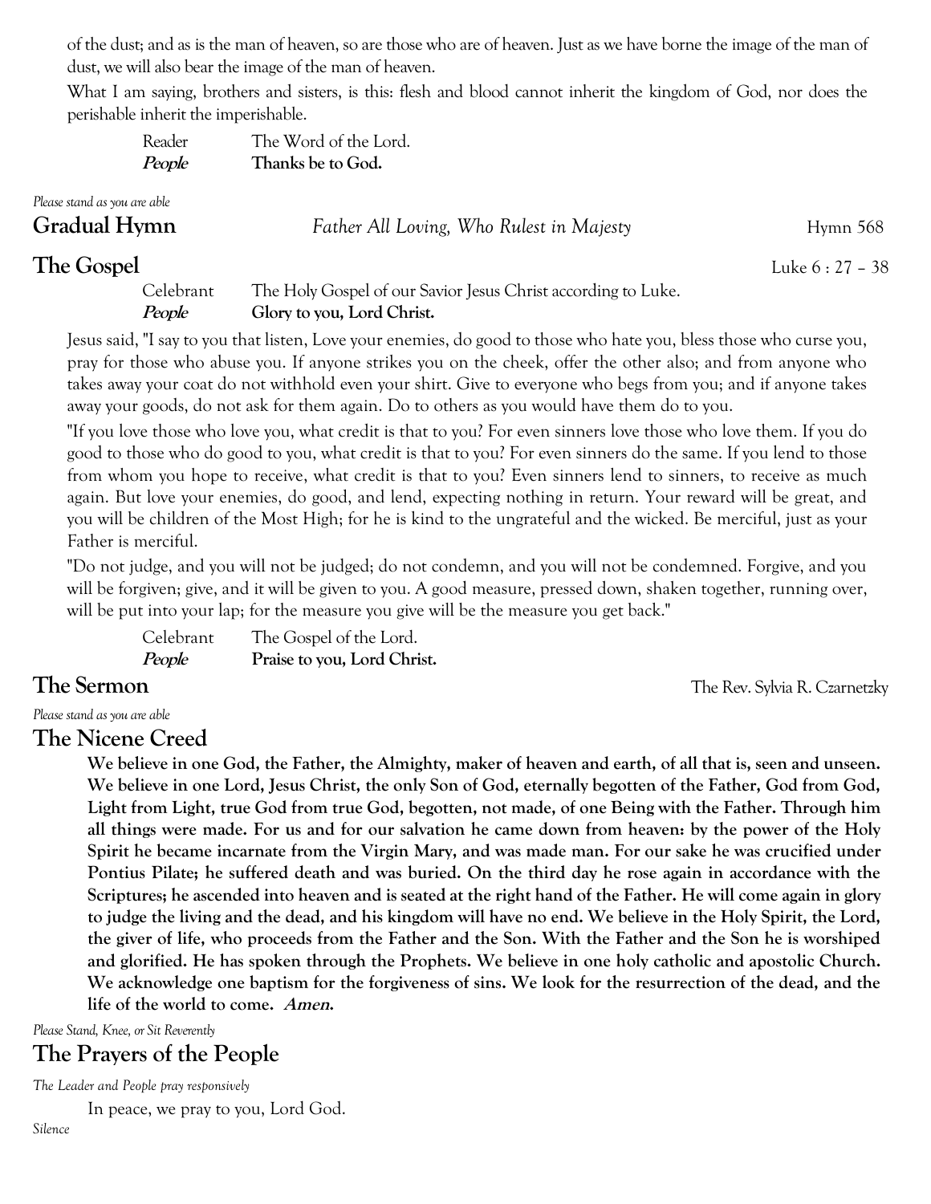of the dust; and as is the man of heaven, so are those who are of heaven. Just as we have borne the image of the man of dust, we will also bear the image of the man of heaven.

What I am saying, brothers and sisters, is this: flesh and blood cannot inherit the kingdom of God, nor does the perishable inherit the imperishable.

Reader The Word of the Lord.
***People*** **Thanks be to God.**

*Please stand as you are able*

## Gradual Hymn *Father All Loving, Who Rulest in Majesty* Hymn 568

## The Gospel Luke 6 : 27 – 38

Celebrant The Holy Gospel of our Savior Jesus Christ according to Luke.
***People*** **Glory to you, Lord Christ.**

Jesus said, "I say to you that listen, Love your enemies, do good to those who hate you, bless those who curse you, pray for those who abuse you. If anyone strikes you on the cheek, offer the other also; and from anyone who takes away your coat do not withhold even your shirt. Give to everyone who begs from you; and if anyone takes away your goods, do not ask for them again. Do to others as you would have them do to you.

"If you love those who love you, what credit is that to you? For even sinners love those who love them. If you do good to those who do good to you, what credit is that to you? For even sinners do the same. If you lend to those from whom you hope to receive, what credit is that to you? Even sinners lend to sinners, to receive as much again. But love your enemies, do good, and lend, expecting nothing in return. Your reward will be great, and you will be children of the Most High; for he is kind to the ungrateful and the wicked. Be merciful, just as your Father is merciful.

"Do not judge, and you will not be judged; do not condemn, and you will not be condemned. Forgive, and you will be forgiven; give, and it will be given to you. A good measure, pressed down, shaken together, running over, will be put into your lap; for the measure you give will be the measure you get back."

Celebrant The Gospel of the Lord.
***People*** **Praise to you, Lord Christ.**

## The Sermon The Rev. Sylvia R. Czarnetzky

*Please stand as you are able*

## The Nicene Creed

**We believe in one God, the Father, the Almighty, maker of heaven and earth, of all that is, seen and unseen. We believe in one Lord, Jesus Christ, the only Son of God, eternally begotten of the Father, God from God, Light from Light, true God from true God, begotten, not made, of one Being with the Father. Through him all things were made. For us and for our salvation he came down from heaven: by the power of the Holy Spirit he became incarnate from the Virgin Mary, and was made man. For our sake he was crucified under Pontius Pilate; he suffered death and was buried. On the third day he rose again in accordance with the Scriptures; he ascended into heaven and is seated at the right hand of the Father. He will come again in glory to judge the living and the dead, and his kingdom will have no end. We believe in the Holy Spirit, the Lord, the giver of life, who proceeds from the Father and the Son. With the Father and the Son he is worshiped and glorified. He has spoken through the Prophets. We believe in one holy catholic and apostolic Church. We acknowledge one baptism for the forgiveness of sins. We look for the resurrection of the dead, and the life of the world to come. *Amen.***

*Please Stand, Knee, or Sit Reverently*

## The Prayers of the People

*The Leader and People pray responsively*

In peace, we pray to you, Lord God.

*Silence*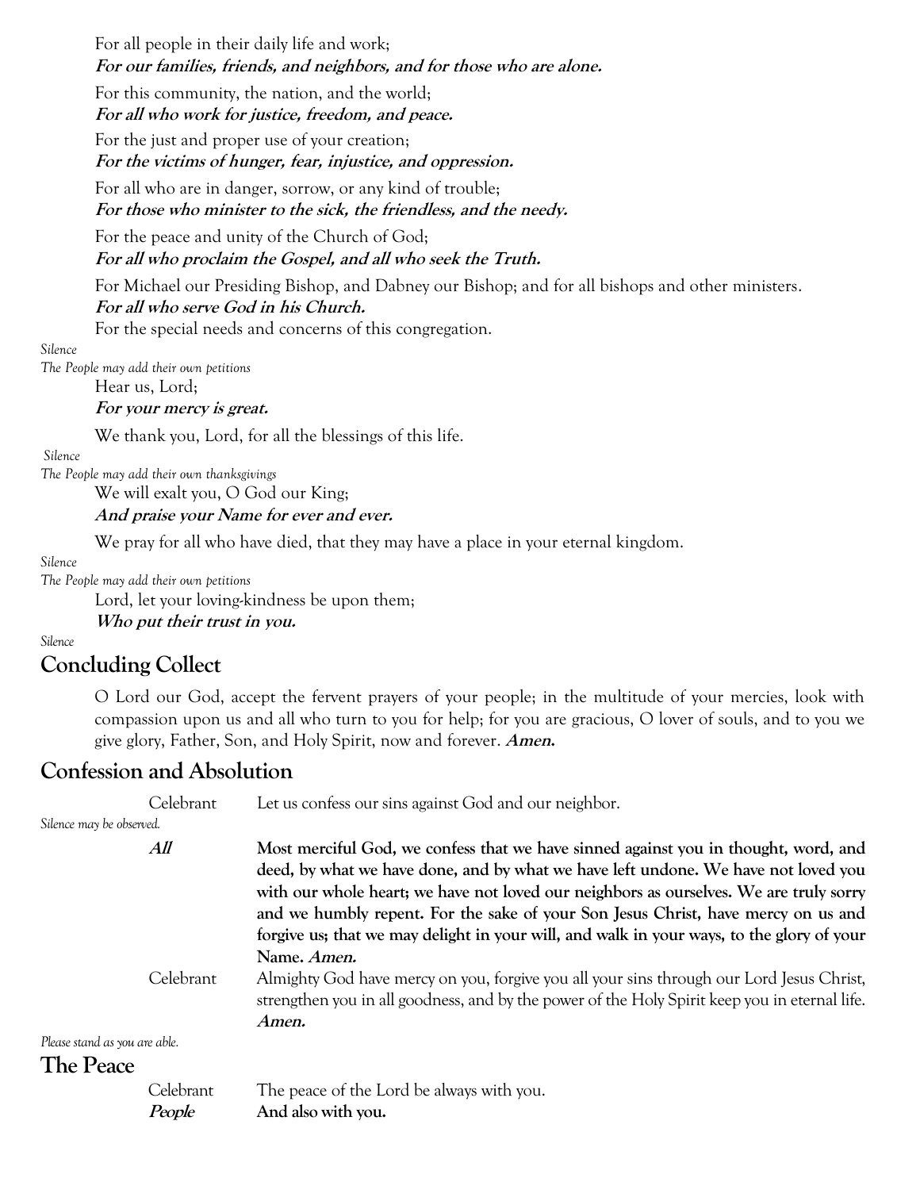For all people in their daily life and work;

***For our families, friends, and neighbors, and for those who are alone.***

For this community, the nation, and the world;

***For all who work for justice, freedom, and peace.***

For the just and proper use of your creation;

***For the victims of hunger, fear, injustice, and oppression.***

For all who are in danger, sorrow, or any kind of trouble;

***For those who minister to the sick, the friendless, and the needy.***

For the peace and unity of the Church of God;

***For all who proclaim the Gospel, and all who seek the Truth.***

For Michael our Presiding Bishop, and Dabney our Bishop; and for all bishops and other ministers.

***For all who serve God in his Church.***

For the special needs and concerns of this congregation.

*Silence*

*The People may add their own petitions*

Hear us, Lord;

***For your mercy is great.***

We thank you, Lord, for all the blessings of this life.

*Silence*

*The People may add their own thanksgivings*

We will exalt you, O God our King;

***And praise your Name for ever and ever.***

We pray for all who have died, that they may have a place in your eternal kingdom.

*Silence*

*The People may add their own petitions*

Lord, let your loving-kindness be upon them;

***Who put their trust in you.***

*Silence*

## Concluding Collect

O Lord our God, accept the fervent prayers of your people; in the multitude of your mercies, look with compassion upon us and all who turn to you for help; for you are gracious, O lover of souls, and to you we give glory, Father, Son, and Holy Spirit, now and forever. ***Amen.***

## Confession and Absolution

Celebrant — Let us confess our sins against God and our neighbor.

*Silence may be observed.*

***All*** — **Most merciful God, we confess that we have sinned against you in thought, word, and deed, by what we have done, and by what we have left undone. We have not loved you with our whole heart; we have not loved our neighbors as ourselves. We are truly sorry and we humbly repent. For the sake of your Son Jesus Christ, have mercy on us and forgive us; that we may delight in your will, and walk in your ways, to the glory of your Name. *Amen.***

Celebrant — Almighty God have mercy on you, forgive you all your sins through our Lord Jesus Christ, strengthen you in all goodness, and by the power of the Holy Spirit keep you in eternal life. ***Amen.***

*Please stand as you are able.*

## The Peace

Celebrant — The peace of the Lord be always with you.

***People*** — **And also with you.**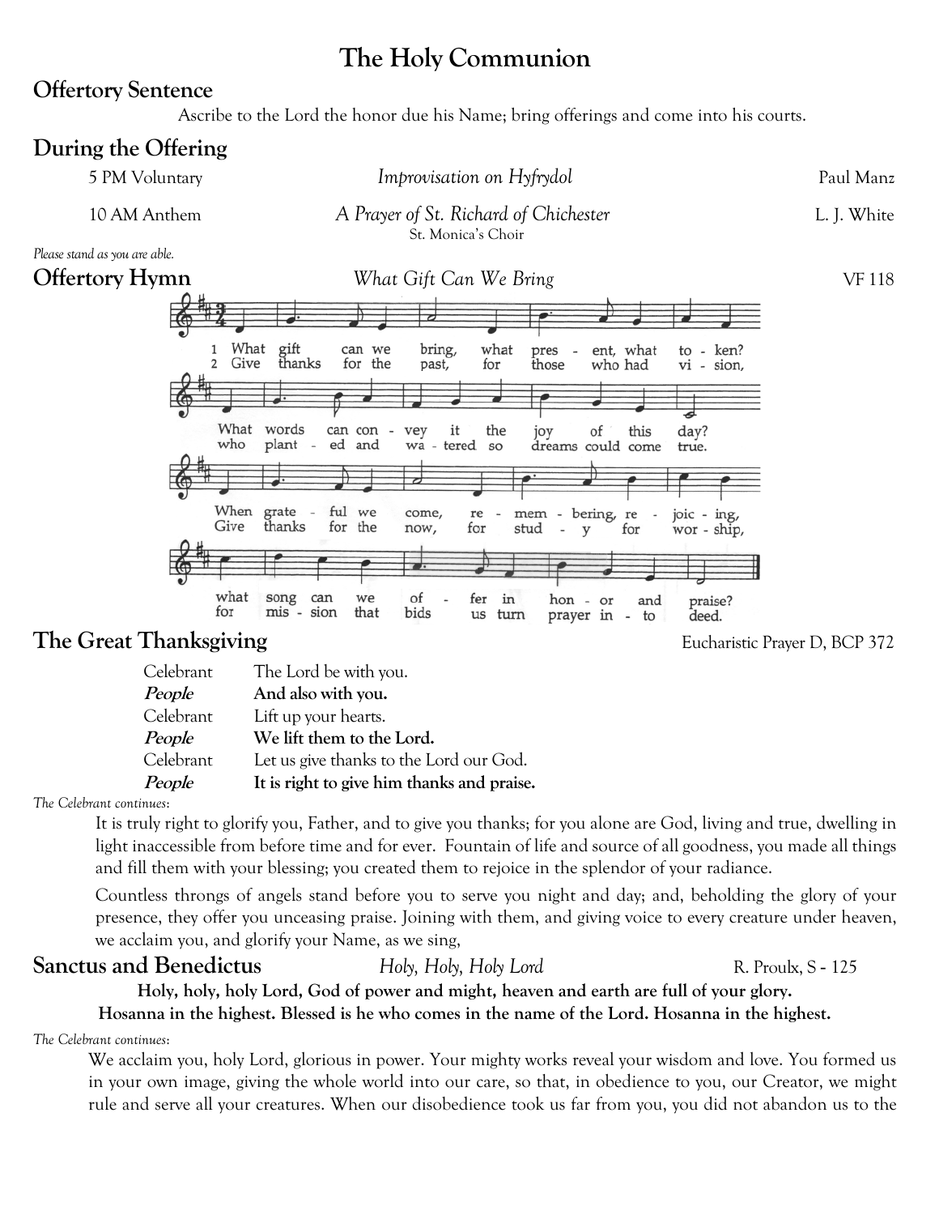# The Holy Communion

## Offertory Sentence

Ascribe to the Lord the honor due his Name; bring offerings and come into his courts.

## During the Offering

5 PM Voluntary — *Improvisation on Hyfrydol* — Paul Manz

10 AM Anthem — *A Prayer of St. Richard of Chichester* — L. J. White
St. Monica's Choir

*Please stand as you are able.*

## Offertory Hymn — *What Gift Can We Bring* — VF 118

1 What gift can we bring, what present, what token? What words can convey it the joy of this day? When grateful we come, remembering, rejoicing, what song can we offer in honor and praise?

2 Give thanks for the past, for those who had vision, who planted and watered so dreams could come true. Give thanks for the now, for study for worship, for mission that bids us turn prayer into deed.

## The Great Thanksgiving — Eucharistic Prayer D, BCP 372

| | |
|---|---|
| Celebrant | The Lord be with you. |
| ***People*** | **And also with you.** |
| Celebrant | Lift up your hearts. |
| ***People*** | **We lift them to the Lord.** |
| Celebrant | Let us give thanks to the Lord our God. |
| ***People*** | **It is right to give him thanks and praise.** |

*The Celebrant continues:*

It is truly right to glorify you, Father, and to give you thanks; for you alone are God, living and true, dwelling in light inaccessible from before time and for ever. Fountain of life and source of all goodness, you made all things and fill them with your blessing; you created them to rejoice in the splendor of your radiance.

Countless throngs of angels stand before you to serve you night and day; and, beholding the glory of your presence, they offer you unceasing praise. Joining with them, and giving voice to every creature under heaven, we acclaim you, and glorify your Name, as we sing,

## Sanctus and Benedictus — *Holy, Holy, Holy Lord* — R. Proulx, S - 125

**Holy, holy, holy Lord, God of power and might, heaven and earth are full of your glory.**
**Hosanna in the highest. Blessed is he who comes in the name of the Lord. Hosanna in the highest.**

*The Celebrant continues:*

We acclaim you, holy Lord, glorious in power. Your mighty works reveal your wisdom and love. You formed us in your own image, giving the whole world into our care, so that, in obedience to you, our Creator, we might rule and serve all your creatures. When our disobedience took us far from you, you did not abandon us to the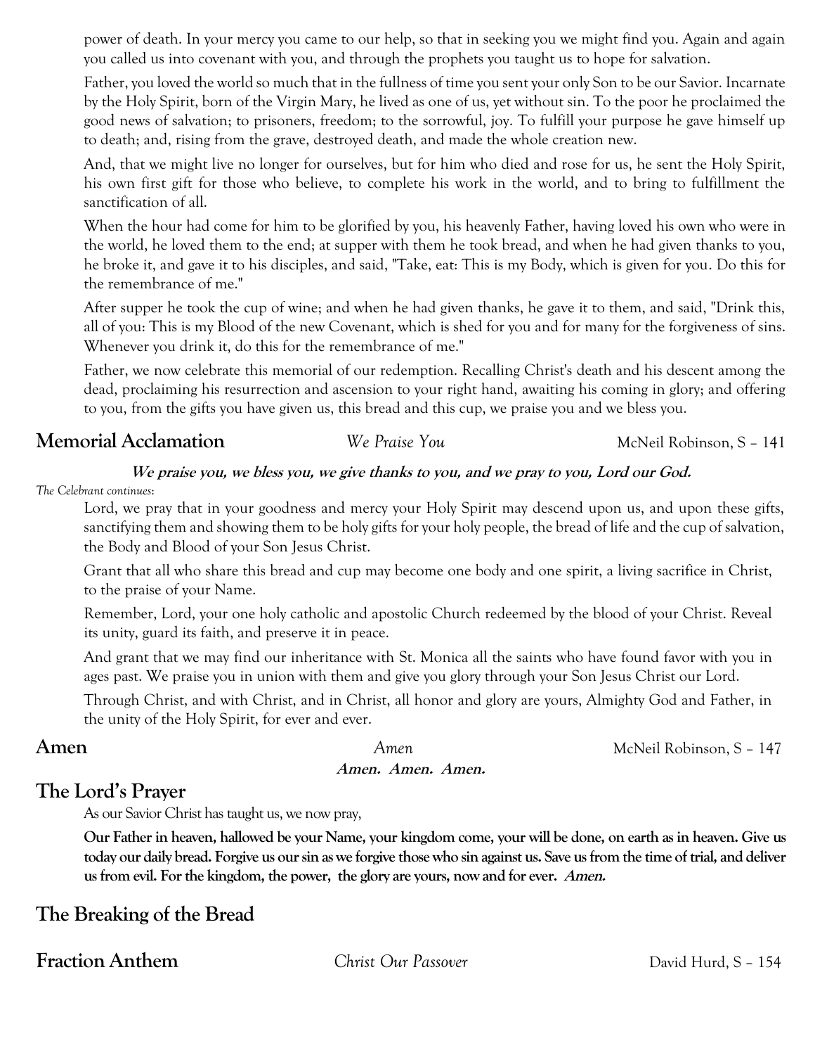power of death. In your mercy you came to our help, so that in seeking you we might find you. Again and again you called us into covenant with you, and through the prophets you taught us to hope for salvation.

Father, you loved the world so much that in the fullness of time you sent your only Son to be our Savior. Incarnate by the Holy Spirit, born of the Virgin Mary, he lived as one of us, yet without sin. To the poor he proclaimed the good news of salvation; to prisoners, freedom; to the sorrowful, joy. To fulfill your purpose he gave himself up to death; and, rising from the grave, destroyed death, and made the whole creation new.

And, that we might live no longer for ourselves, but for him who died and rose for us, he sent the Holy Spirit, his own first gift for those who believe, to complete his work in the world, and to bring to fulfillment the sanctification of all.

When the hour had come for him to be glorified by you, his heavenly Father, having loved his own who were in the world, he loved them to the end; at supper with them he took bread, and when he had given thanks to you, he broke it, and gave it to his disciples, and said, "Take, eat: This is my Body, which is given for you. Do this for the remembrance of me."

After supper he took the cup of wine; and when he had given thanks, he gave it to them, and said, "Drink this, all of you: This is my Blood of the new Covenant, which is shed for you and for many for the forgiveness of sins. Whenever you drink it, do this for the remembrance of me."

Father, we now celebrate this memorial of our redemption. Recalling Christ's death and his descent among the dead, proclaiming his resurrection and ascension to your right hand, awaiting his coming in glory; and offering to you, from the gifts you have given us, this bread and this cup, we praise you and we bless you.

## Memorial Acclamation — *We Praise You* — McNeil Robinson, S – 141

***We praise you, we bless you, we give thanks to you, and we pray to you, Lord our God.***

*The Celebrant continues:*

Lord, we pray that in your goodness and mercy your Holy Spirit may descend upon us, and upon these gifts, sanctifying them and showing them to be holy gifts for your holy people, the bread of life and the cup of salvation, the Body and Blood of your Son Jesus Christ.

Grant that all who share this bread and cup may become one body and one spirit, a living sacrifice in Christ, to the praise of your Name.

Remember, Lord, your one holy catholic and apostolic Church redeemed by the blood of your Christ. Reveal its unity, guard its faith, and preserve it in peace.

And grant that we may find our inheritance with St. Monica all the saints who have found favor with you in ages past. We praise you in union with them and give you glory through your Son Jesus Christ our Lord.

Through Christ, and with Christ, and in Christ, all honor and glory are yours, Almighty God and Father, in the unity of the Holy Spirit, for ever and ever.

## Amen — *Amen* — McNeil Robinson, S – 147

***Amen. Amen. Amen.***

## The Lord's Prayer

As our Savior Christ has taught us, we now pray,

**Our Father in heaven, hallowed be your Name, your kingdom come, your will be done, on earth as in heaven. Give us today our daily bread. Forgive us our sin as we forgive those who sin against us. Save us from the time of trial, and deliver us from evil. For the kingdom, the power, the glory are yours, now and for ever. *Amen.***

## The Breaking of the Bread

## Fraction Anthem — *Christ Our Passover* — David Hurd, S – 154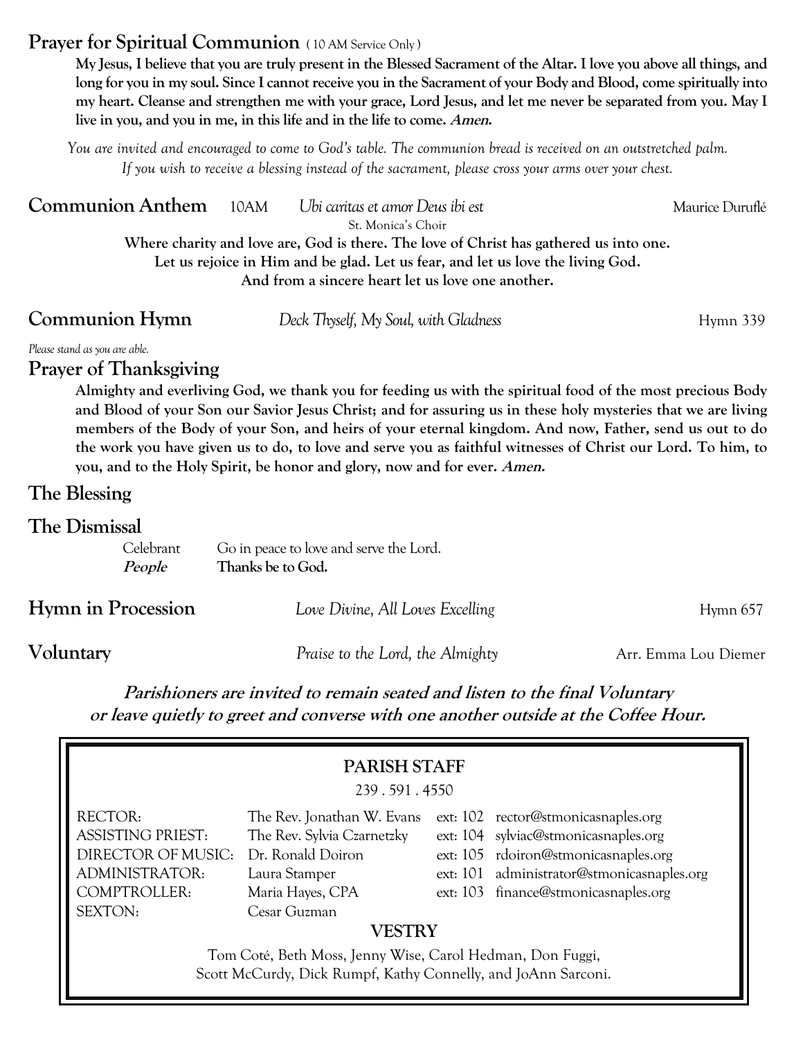## Prayer for Spiritual Communion ( 10 AM Service Only )

**My Jesus, I believe that you are truly present in the Blessed Sacrament of the Altar. I love you above all things, and long for you in my soul. Since I cannot receive you in the Sacrament of your Body and Blood, come spiritually into my heart. Cleanse and strengthen me with your grace, Lord Jesus, and let me never be separated from you. May I live in you, and you in me, in this life and in the life to come. *Amen.***

*You are invited and encouraged to come to God's table. The communion bread is received on an outstretched palm. If you wish to receive a blessing instead of the sacrament, please cross your arms over your chest.*

## Communion Anthem

10AM *Ubi caritas et amor Deus ibi est* — Maurice Duruflé

St. Monica's Choir

**Where charity and love are, God is there. The love of Christ has gathered us into one.**
**Let us rejoice in Him and be glad. Let us fear, and let us love the living God.**
**And from a sincere heart let us love one another.**

## Communion Hymn

*Deck Thyself, My Soul, with Gladness* — Hymn 339

*Please stand as you are able.*

## Prayer of Thanksgiving

**Almighty and everliving God, we thank you for feeding us with the spiritual food of the most precious Body and Blood of your Son our Savior Jesus Christ; and for assuring us in these holy mysteries that we are living members of the Body of your Son, and heirs of your eternal kingdom. And now, Father, send us out to do the work you have given us to do, to love and serve you as faithful witnesses of Christ our Lord. To him, to you, and to the Holy Spirit, be honor and glory, now and for ever. *Amen.***

## The Blessing

## The Dismissal

Celebrant — Go in peace to love and serve the Lord.
***People*** — **Thanks be to God.**

## Hymn in Procession

*Love Divine, All Loves Excelling* — Hymn 657

## Voluntary

*Praise to the Lord, the Almighty* — Arr. Emma Lou Diemer

***Parishioners are invited to remain seated and listen to the final Voluntary or leave quietly to greet and converse with one another outside at the Coffee Hour.***

### PARISH STAFF

239 . 591 . 4550

| | | | |
|---|---|---|---|
| RECTOR: | The Rev. Jonathan W. Evans | ext: 102 | rector@stmonicasnaples.org |
| ASSISTING PRIEST: | The Rev. Sylvia Czarnetzky | ext: 104 | sylviac@stmonicasnaples.org |
| DIRECTOR OF MUSIC: | Dr. Ronald Doiron | ext: 105 | rdoiron@stmonicasnaples.org |
| ADMINISTRATOR: | Laura Stamper | ext: 101 | administrator@stmonicasnaples.org |
| COMPTROLLER: | Maria Hayes, CPA | ext: 103 | finance@stmonicasnaples.org |
| SEXTON: | Cesar Guzman | | |

### VESTRY

Tom Coté, Beth Moss, Jenny Wise, Carol Hedman, Don Fuggi,
Scott McCurdy, Dick Rumpf, Kathy Connelly, and JoAnn Sarconi.